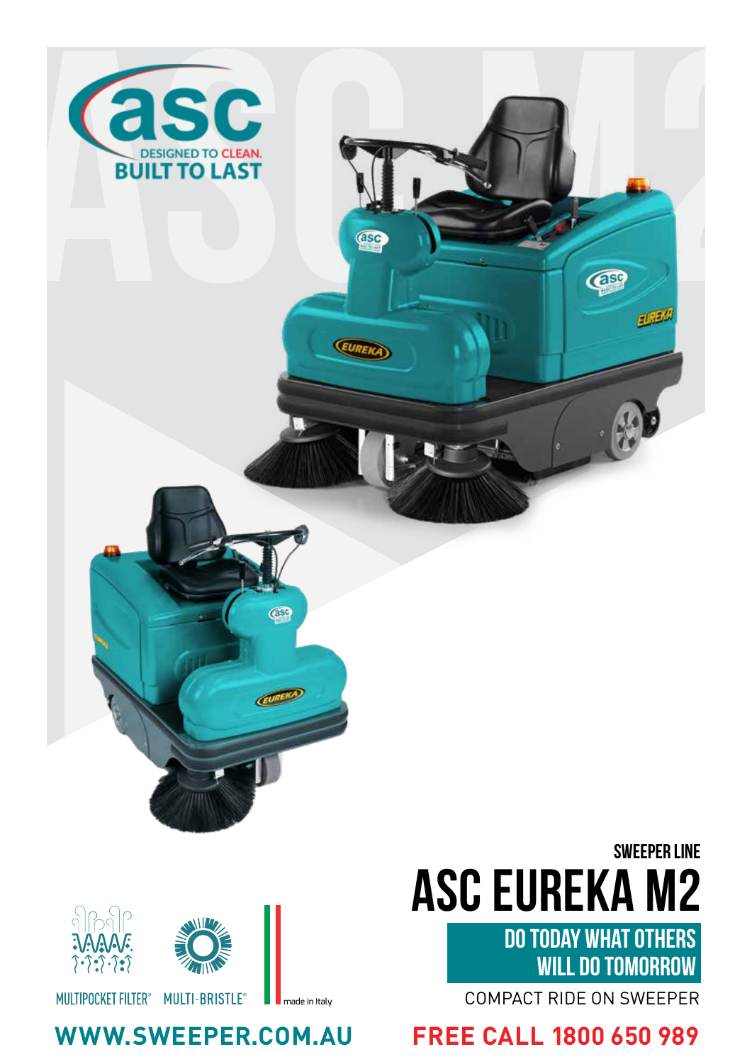asc

DESIGNED TO CLEAN.
BUILT TO LAST

SWEEPER LINE

# ASC EUREKA M2

## DO TODAY WHAT OTHERS WILL DO TOMORROW

COMPACT RIDE ON SWEEPER

MULTIPOCKET FILTER® MULTI-BRISTLE® made in Italy

WWW.SWEEPER.COM.AU

FREE CALL 1800 650 989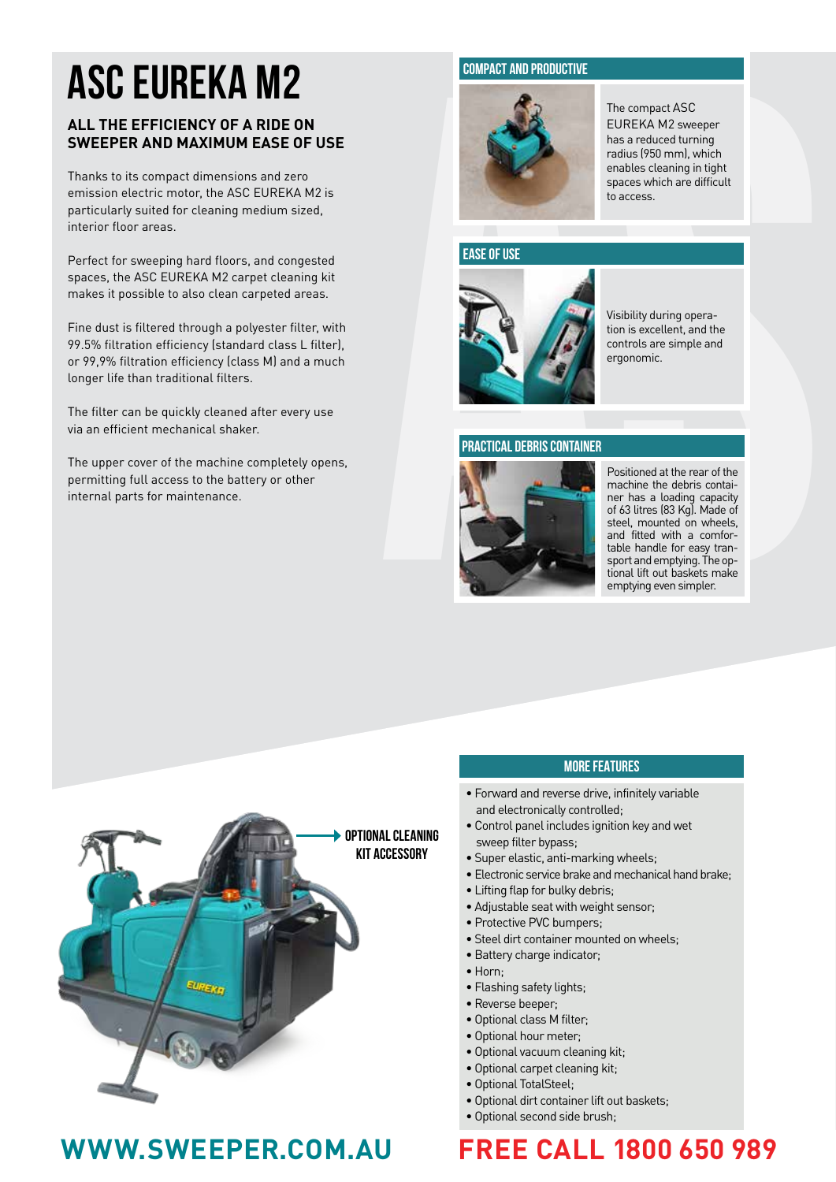# ASC EUREKA M2

## ALL THE EFFICIENCY OF A RIDE ON SWEEPER AND MAXIMUM EASE OF USE

Thanks to its compact dimensions and zero emission electric motor, the ASC EUREKA M2 is particularly suited for cleaning medium sized, interior floor areas.

Perfect for sweeping hard floors, and congested spaces, the ASC EUREKA M2 carpet cleaning kit makes it possible to also clean carpeted areas.

Fine dust is filtered through a polyester filter, with 99.5% filtration efficiency (standard class L filter), or 99,9% filtration efficiency (class M) and a much longer life than traditional filters.

The filter can be quickly cleaned after every use via an efficient mechanical shaker.

The upper cover of the machine completely opens, permitting full access to the battery or other internal parts for maintenance.

### COMPACT AND PRODUCTIVE

The compact ASC EUREKA M2 sweeper has a reduced turning radius (950 mm), which enables cleaning in tight spaces which are difficult to access.

### EASE OF USE

Visibility during operation is excellent, and the controls are simple and ergonomic.

### PRACTICAL DEBRIS CONTAINER

Positioned at the rear of the machine the debris container has a loading capacity of 63 litres (83 Kg). Made of steel, mounted on wheels, and fitted with a comfortable handle for easy transport and emptying. The optional lift out baskets make emptying even simpler.

OPTIONAL CLEANING KIT ACCESSORY

### MORE FEATURES

- Forward and reverse drive, infinitely variable and electronically controlled;
- Control panel includes ignition key and wet sweep filter bypass;
- Super elastic, anti-marking wheels;
- Electronic service brake and mechanical hand brake;
- Lifting flap for bulky debris;
- Adjustable seat with weight sensor;
- Protective PVC bumpers;
- Steel dirt container mounted on wheels;
- Battery charge indicator;
- Horn;
- Flashing safety lights;
- Reverse beeper;
- Optional class M filter;
- Optional hour meter;
- Optional vacuum cleaning kit;
- Optional carpet cleaning kit;
- Optional TotalSteel;
- Optional dirt container lift out baskets;
- Optional second side brush;

**WWW.SWEEPER.COM.AU** **FREE CALL 1800 650 989**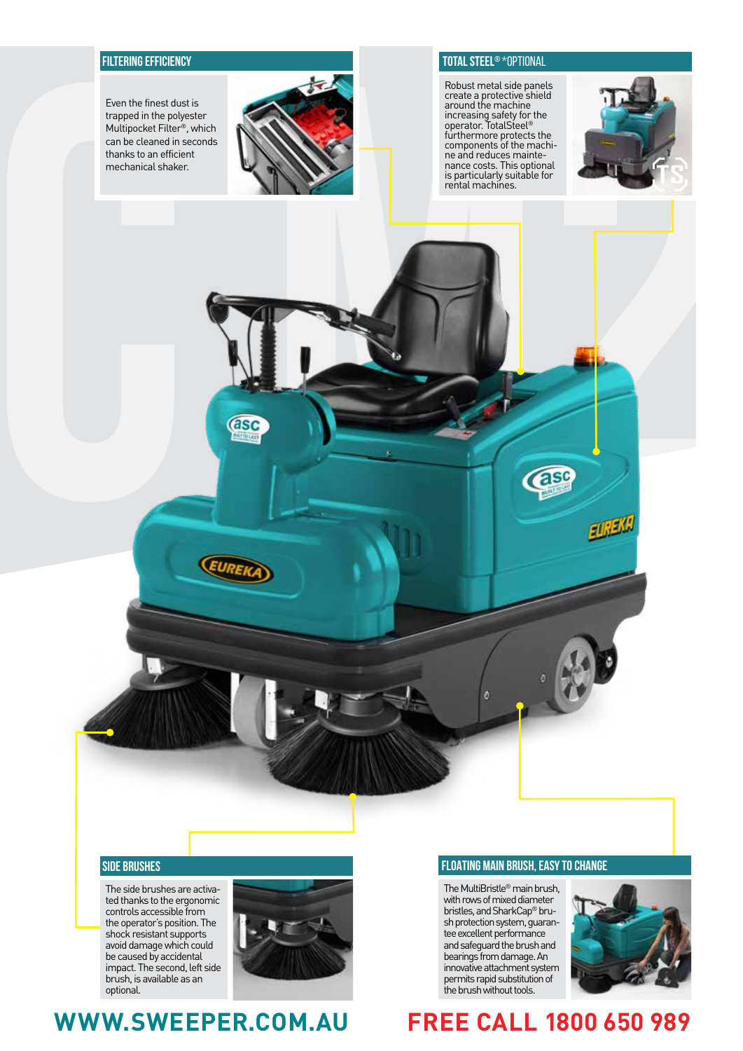## FILTERING EFFICIENCY

Even the finest dust is trapped in the polyester Multipocket Filter®, which can be cleaned in seconds thanks to an efficient mechanical shaker.

## TOTAL STEEL® *OPTIONAL

Robust metal side panels create a protective shield around the machine increasing safety for the operator. TotalSteel® furthermore protects the components of the machine and reduces maintenance costs. This optional is particularly suitable for rental machines.

## SIDE BRUSHES

The side brushes are activated thanks to the ergonomic controls accessible from the operator's position. The shock resistant supports avoid damage which could be caused by accidental impact. The second, left side brush, is available as an optional.

## FLOATING MAIN BRUSH, EASY TO CHANGE

The MultiBristle® main brush, with rows of mixed diameter bristles, and SharkCap® brush protection system, guarantee excellent performance and safeguard the brush and bearings from damage. An innovative attachment system permits rapid substitution of the brush without tools.

**WWW.SWEEPER.COM.AU** **FREE CALL 1800 650 989**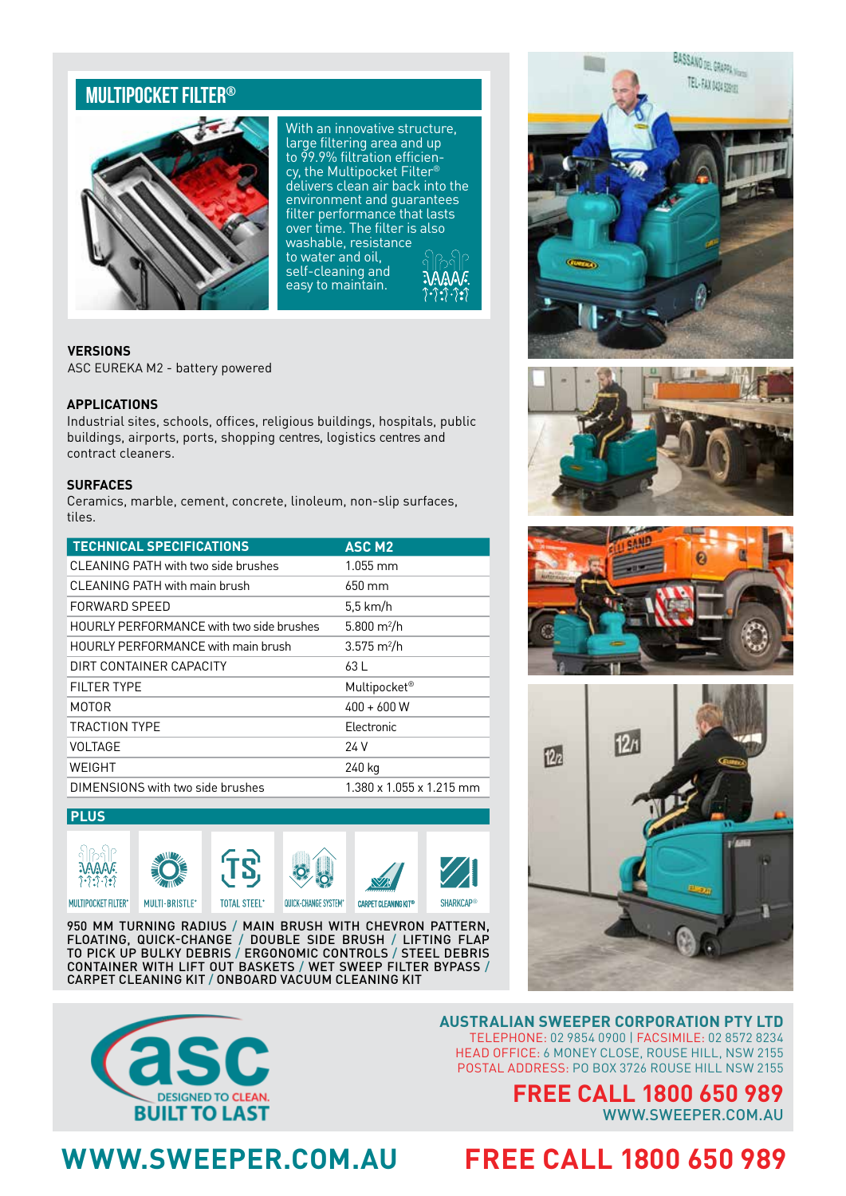## MULTIPOCKET FILTER®

With an innovative structure, large filtering area and up to 99.9% filtration efficiency, the Multipocket Filter® delivers clean air back into the environment and guarantees filter performance that lasts over time. The filter is also washable, resistance to water and oil, self-cleaning and easy to maintain.

### VERSIONS

ASC EUREKA M2 - battery powered

### APPLICATIONS

Industrial sites, schools, offices, religious buildings, hospitals, public buildings, airports, ports, shopping centres, logistics centres and contract cleaners.

### SURFACES

Ceramics, marble, cement, concrete, linoleum, non-slip surfaces, tiles.

| TECHNICAL SPECIFICATIONS | ASC M2 |
|---|---|
| CLEANING PATH with two side brushes | 1.055 mm |
| CLEANING PATH with main brush | 650 mm |
| FORWARD SPEED | 5,5 km/h |
| HOURLY PERFORMANCE with two side brushes | 5.800 $m^2$/h |
| HOURLY PERFORMANCE with main brush | 3.575 $m^2$/h |
| DIRT CONTAINER CAPACITY | 63 L |
| FILTER TYPE | Multipocket® |
| MOTOR | 400 + 600 W |
| TRACTION TYPE | Electronic |
| VOLTAGE | 24 V |
| WEIGHT | 240 kg |
| DIMENSIONS with two side brushes | 1.380 x 1.055 x 1.215 mm |

### PLUS

MULTIPOCKET FILTER® | MULTI-BRISTLE® | TOTAL STEEL® | QUICK-CHANGE SYSTEM® | CARPET CLEANING KIT® | SHARKCAP®

950 MM TURNING RADIUS / MAIN BRUSH WITH CHEVRON PATTERN, FLOATING, QUICK-CHANGE / DOUBLE SIDE BRUSH / LIFTING FLAP TO PICK UP BULKY DEBRIS / ERGONOMIC CONTROLS / STEEL DEBRIS CONTAINER WITH LIFT OUT BASKETS / WET SWEEP FILTER BYPASS / CARPET CLEANING KIT / ONBOARD VACUUM CLEANING KIT

asc
DESIGNED TO CLEAN.
BUILT TO LAST

**AUSTRALIAN SWEEPER CORPORATION PTY LTD**
TELEPHONE: 02 9854 0900 | FACSIMILE: 02 8572 8234
HEAD OFFICE: 6 MONEY CLOSE, ROUSE HILL, NSW 2155
POSTAL ADDRESS: PO BOX 3726 ROUSE HILL NSW 2155

**FREE CALL 1800 650 989**
WWW.SWEEPER.COM.AU

**WWW.SWEEPER.COM.AU** **FREE CALL 1800 650 989**